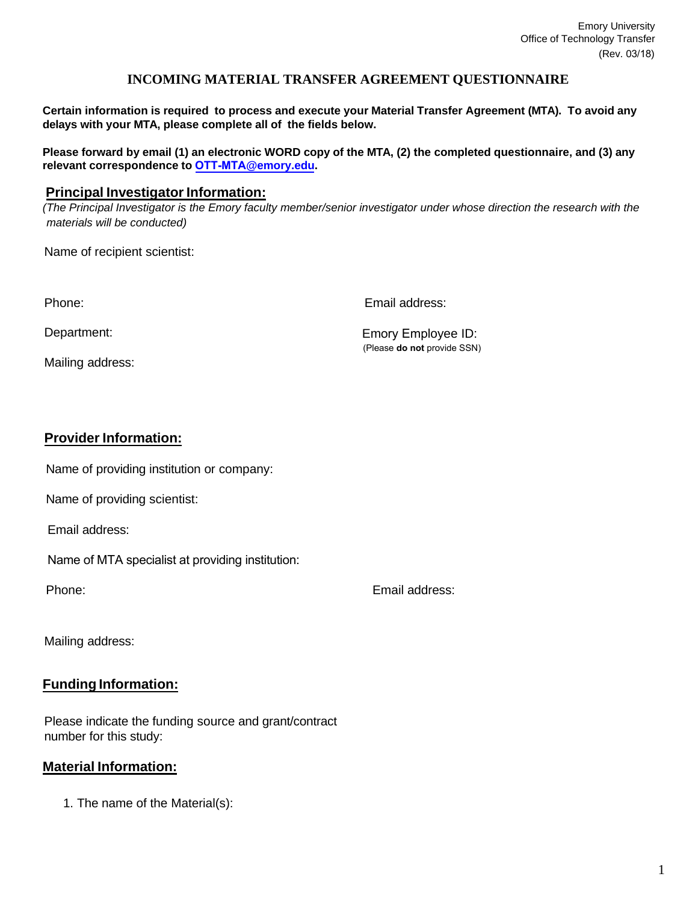Emory University
Office of Technology Transfer
(Rev. 03/18)

# INCOMING MATERIAL TRANSFER AGREEMENT QUESTIONNAIRE

**Certain information is required to process and execute your Material Transfer Agreement (MTA). To avoid any delays with your MTA, please complete all of the fields below.**

**Please forward by email (1) an electronic WORD copy of the MTA, (2) the completed questionnaire, and (3) any relevant correspondence to [OTT-MTA@emory.edu](mailto:OTT-MTA@emory.edu).**

## Principal Investigator Information:

*(The Principal Investigator is the Emory faculty member/senior investigator under whose direction the research with the materials will be conducted)*

Name of recipient scientist:

Phone:

Email address:

Department:

Emory Employee ID:
(Please **do not** provide SSN)

Mailing address:

## Provider Information:

Name of providing institution or company:

Name of providing scientist:

Email address:

Name of MTA specialist at providing institution:

Phone:

Email address:

Mailing address:

## Funding Information:

Please indicate the funding source and grant/contract number for this study:

## Material Information:

1. The name of the Material(s):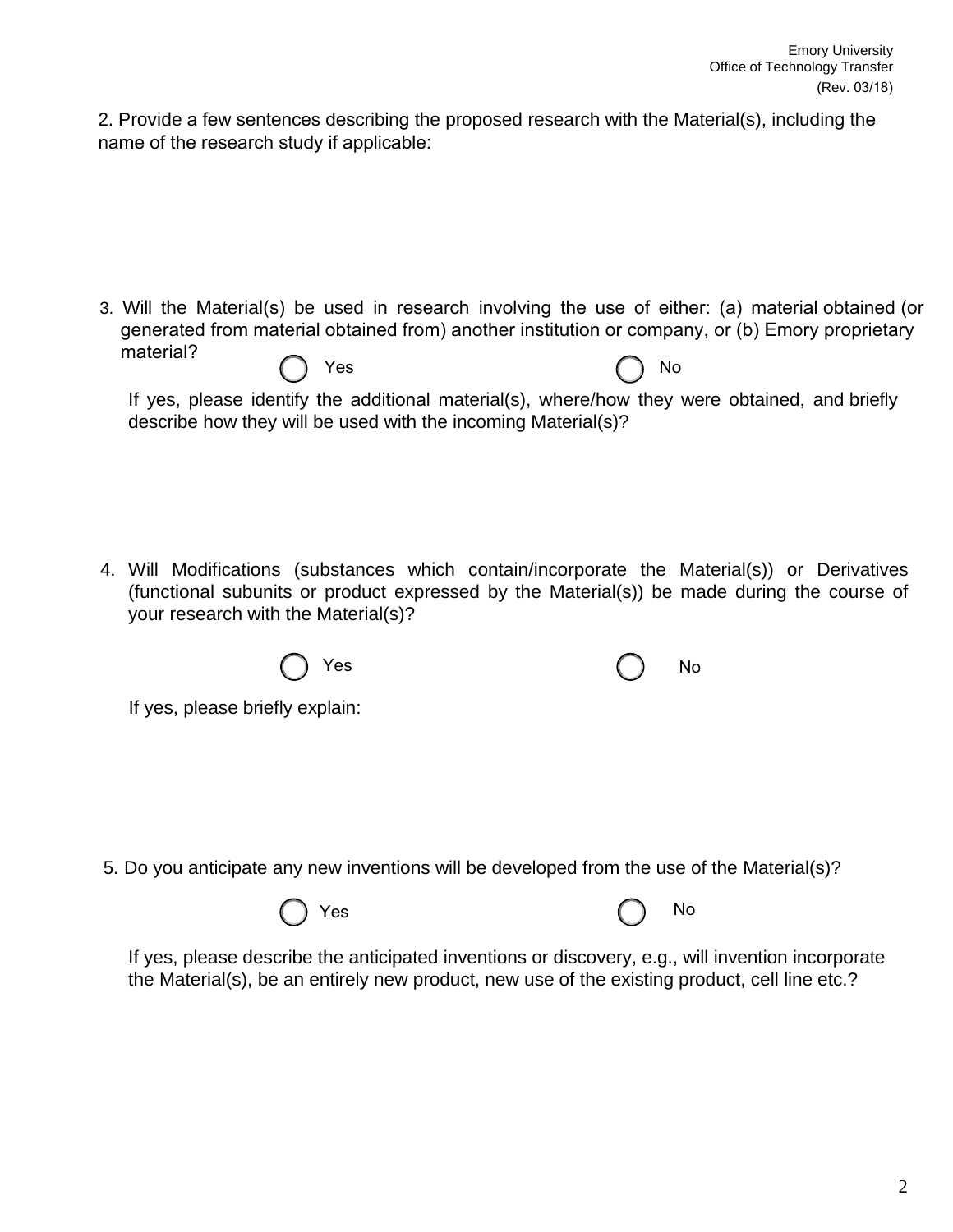2. Provide a few sentences describing the proposed research with the Material(s), including the name of the research study if applicable:

3. Will the Material(s) be used in research involving the use of either: (a) material obtained (or generated from material obtained from) another institution or company, or (b) Emory proprietary material?

◯ Yes ◯ No

If yes, please identify the additional material(s), where/how they were obtained, and briefly describe how they will be used with the incoming Material(s)?

4. Will Modifications (substances which contain/incorporate the Material(s)) or Derivatives (functional subunits or product expressed by the Material(s)) be made during the course of your research with the Material(s)?

◯ Yes ◯ No

If yes, please briefly explain:

5. Do you anticipate any new inventions will be developed from the use of the Material(s)?

◯ Yes ◯ No

If yes, please describe the anticipated inventions or discovery, e.g., will invention incorporate the Material(s), be an entirely new product, new use of the existing product, cell line etc.?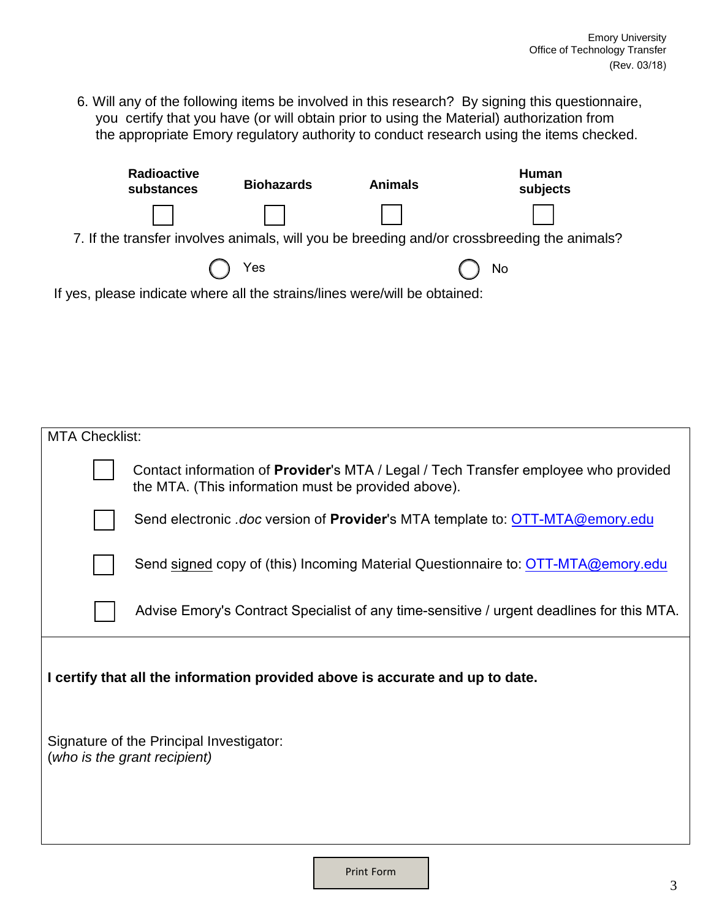6. Will any of the following items be involved in this research? By signing this questionnaire, you certify that you have (or will obtain prior to using the Material) authorization from the appropriate Emory regulatory authority to conduct research using the items checked.

| **Radioactive substances** | **Biohazards** | **Animals** | **Human subjects** |
|---|---|---|---|
| ☐ | ☐ | ☐ | ☐ |

7. If the transfer involves animals, will you be breeding and/or crossbreeding the animals?

◯ Yes ◯ No

If yes, please indicate where all the strains/lines were/will be obtained:

MTA Checklist:

- ☐ Contact information of **Provider**'s MTA / Legal / Tech Transfer employee who provided the MTA. (This information must be provided above).
- ☐ Send electronic *.doc* version of **Provider**'s MTA template to: OTT-MTA@emory.edu
- ☐ Send signed copy of (this) Incoming Material Questionnaire to: OTT-MTA@emory.edu
- ☐ Advise Emory's Contract Specialist of any time-sensitive / urgent deadlines for this MTA.

**I certify that all the information provided above is accurate and up to date.**

Signature of the Principal Investigator:
(*who is the grant recipient)*

Print Form